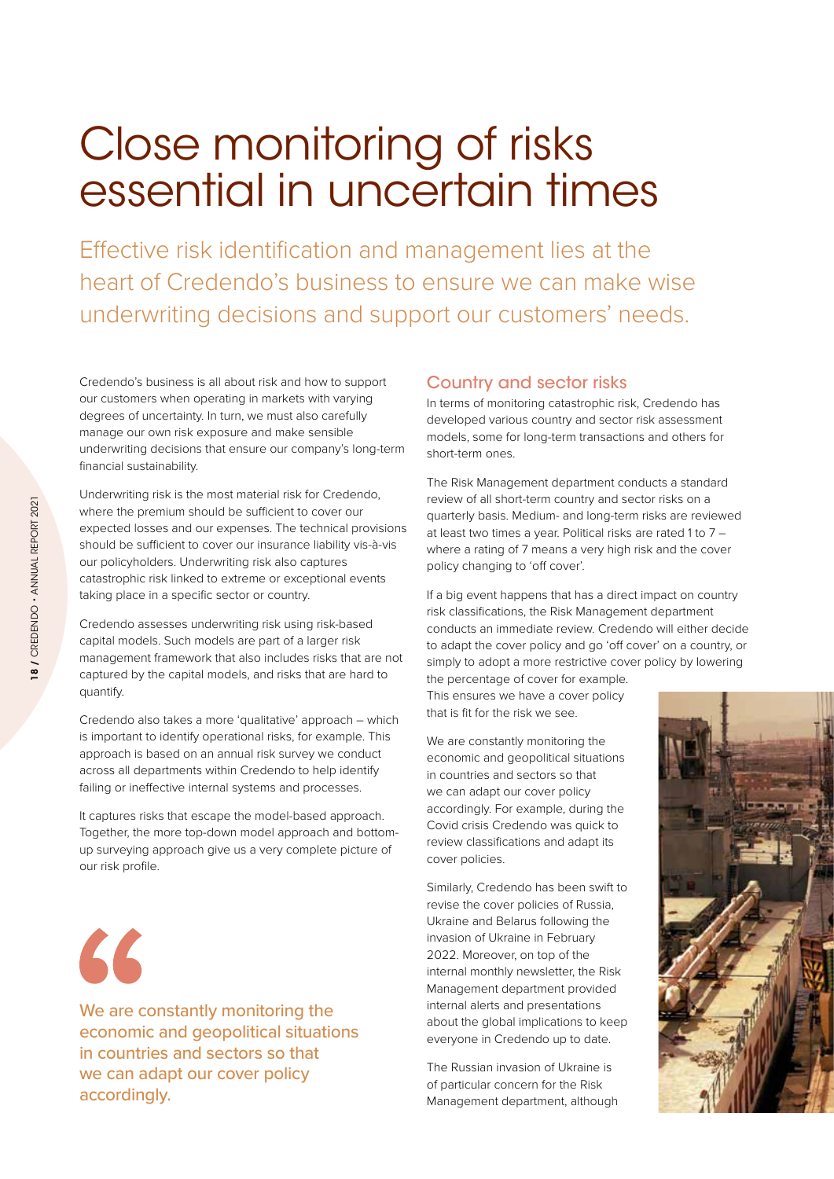# Close monitoring of risks essential in uncertain times

Effective risk identification and management lies at the heart of Credendo's business to ensure we can make wise underwriting decisions and support our customers' needs.

Credendo's business is all about risk and how to support our customers when operating in markets with varying degrees of uncertainty. In turn, we must also carefully manage our own risk exposure and make sensible underwriting decisions that ensure our company's long-term financial sustainability.

Underwriting risk is the most material risk for Credendo, where the premium should be sufficient to cover our expected losses and our expenses. The technical provisions should be sufficient to cover our insurance liability vis-à-vis our policyholders. Underwriting risk also captures catastrophic risk linked to extreme or exceptional events taking place in a specific sector or country.

Credendo assesses underwriting risk using risk-based capital models. Such models are part of a larger risk management framework that also includes risks that are not captured by the capital models, and risks that are hard to quantify.

Credendo also takes a more 'qualitative' approach – which is important to identify operational risks, for example. This approach is based on an annual risk survey we conduct across all departments within Credendo to help identify failing or ineffective internal systems and processes.

It captures risks that escape the model-based approach. Together, the more top-down model approach and bottom-up surveying approach give us a very complete picture of our risk profile.

> We are constantly monitoring the economic and geopolitical situations in countries and sectors so that we can adapt our cover policy accordingly.

## Country and sector risks

In terms of monitoring catastrophic risk, Credendo has developed various country and sector risk assessment models, some for long-term transactions and others for short-term ones.

The Risk Management department conducts a standard review of all short-term country and sector risks on a quarterly basis. Medium- and long-term risks are reviewed at least two times a year. Political risks are rated 1 to 7 – where a rating of 7 means a very high risk and the cover policy changing to 'off cover'.

If a big event happens that has a direct impact on country risk classifications, the Risk Management department conducts an immediate review. Credendo will either decide to adapt the cover policy and go 'off cover' on a country, or simply to adopt a more restrictive cover policy by lowering the percentage of cover for example. This ensures we have a cover policy that is fit for the risk we see.

We are constantly monitoring the economic and geopolitical situations in countries and sectors so that we can adapt our cover policy accordingly. For example, during the Covid crisis Credendo was quick to review classifications and adapt its cover policies.

Similarly, Credendo has been swift to revise the cover policies of Russia, Ukraine and Belarus following the invasion of Ukraine in February 2022. Moreover, on top of the internal monthly newsletter, the Risk Management department provided internal alerts and presentations about the global implications to keep everyone in Credendo up to date.

The Russian invasion of Ukraine is of particular concern for the Risk Management department, although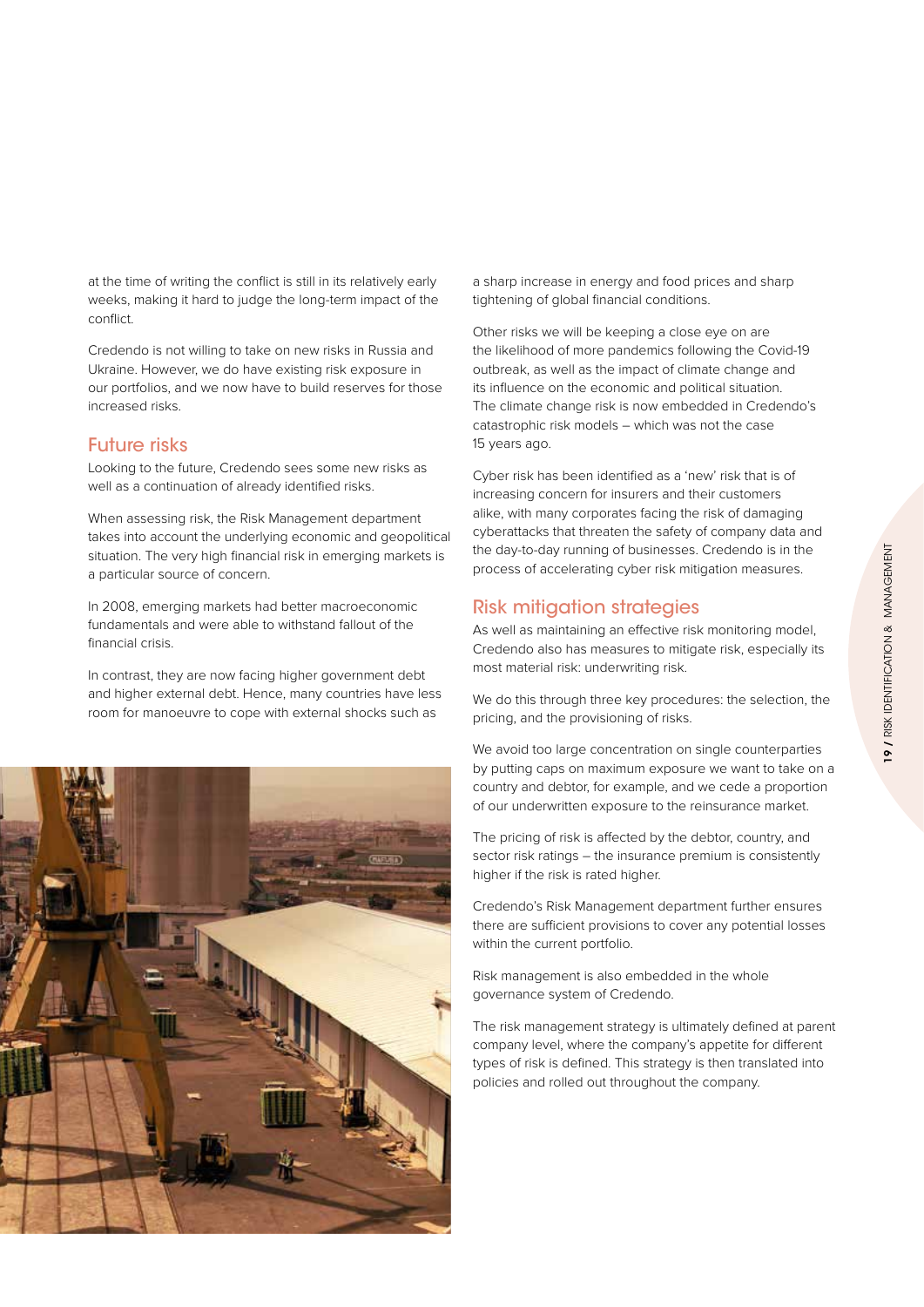at the time of writing the conflict is still in its relatively early weeks, making it hard to judge the long-term impact of the conflict.

Credendo is not willing to take on new risks in Russia and Ukraine. However, we do have existing risk exposure in our portfolios, and we now have to build reserves for those increased risks.

## Future risks

Looking to the future, Credendo sees some new risks as well as a continuation of already identified risks.

When assessing risk, the Risk Management department takes into account the underlying economic and geopolitical situation. The very high financial risk in emerging markets is a particular source of concern.

In 2008, emerging markets had better macroeconomic fundamentals and were able to withstand fallout of the financial crisis.

In contrast, they are now facing higher government debt and higher external debt. Hence, many countries have less room for manoeuvre to cope with external shocks such as a sharp increase in energy and food prices and sharp tightening of global financial conditions.

Other risks we will be keeping a close eye on are the likelihood of more pandemics following the Covid-19 outbreak, as well as the impact of climate change and its influence on the economic and political situation. The climate change risk is now embedded in Credendo's catastrophic risk models – which was not the case 15 years ago.

Cyber risk has been identified as a 'new' risk that is of increasing concern for insurers and their customers alike, with many corporates facing the risk of damaging cyberattacks that threaten the safety of company data and the day-to-day running of businesses. Credendo is in the process of accelerating cyber risk mitigation measures.

## Risk mitigation strategies

As well as maintaining an effective risk monitoring model, Credendo also has measures to mitigate risk, especially its most material risk: underwriting risk.

We do this through three key procedures: the selection, the pricing, and the provisioning of risks.

We avoid too large concentration on single counterparties by putting caps on maximum exposure we want to take on a country and debtor, for example, and we cede a proportion of our underwritten exposure to the reinsurance market.

The pricing of risk is affected by the debtor, country, and sector risk ratings – the insurance premium is consistently higher if the risk is rated higher.

Credendo's Risk Management department further ensures there are sufficient provisions to cover any potential losses within the current portfolio.

Risk management is also embedded in the whole governance system of Credendo.

The risk management strategy is ultimately defined at parent company level, where the company's appetite for different types of risk is defined. This strategy is then translated into policies and rolled out throughout the company.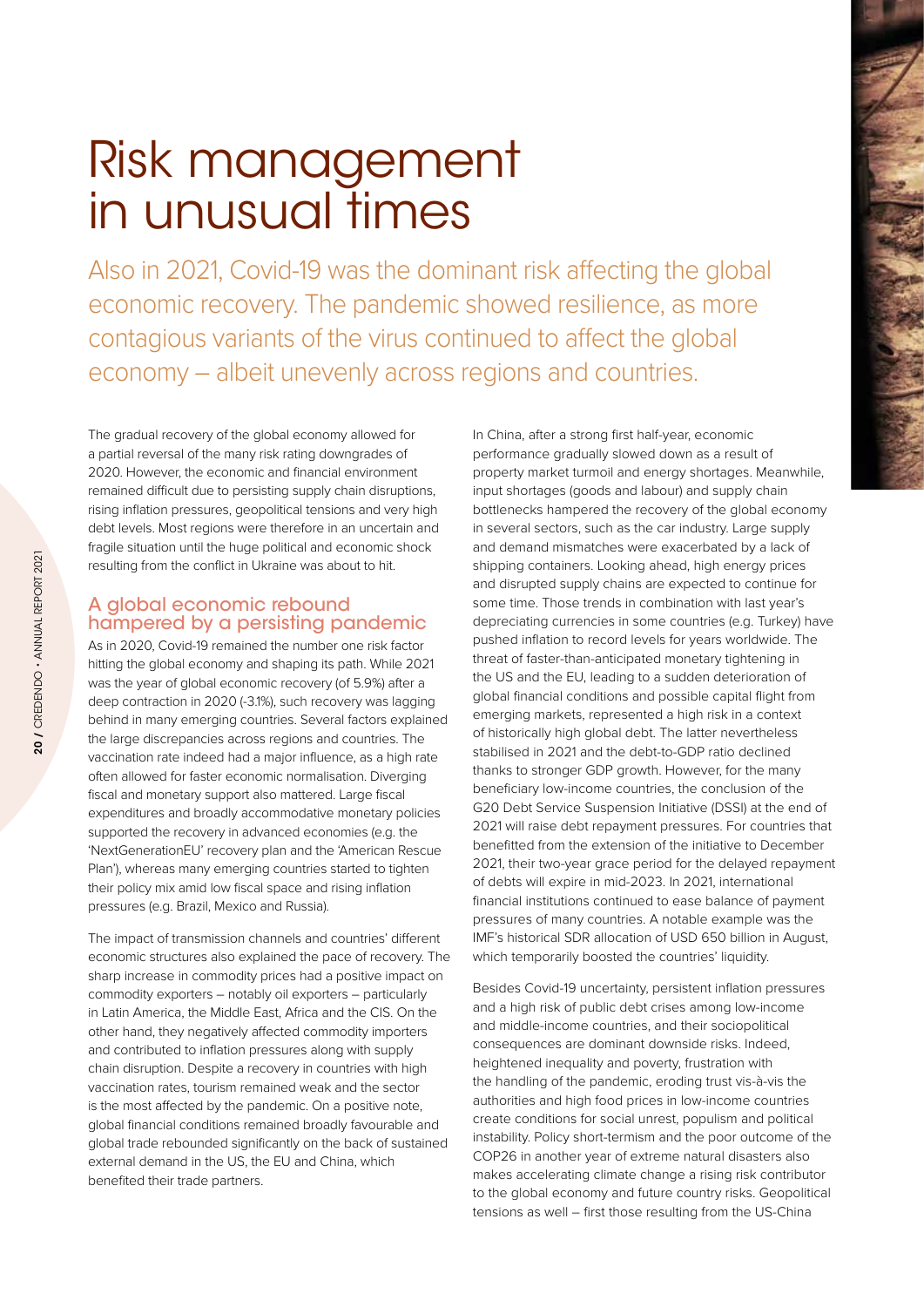# Risk management in unusual times

Also in 2021, Covid-19 was the dominant risk affecting the global economic recovery. The pandemic showed resilience, as more contagious variants of the virus continued to affect the global economy – albeit unevenly across regions and countries.

The gradual recovery of the global economy allowed for a partial reversal of the many risk rating downgrades of 2020. However, the economic and financial environment remained difficult due to persisting supply chain disruptions, rising inflation pressures, geopolitical tensions and very high debt levels. Most regions were therefore in an uncertain and fragile situation until the huge political and economic shock resulting from the conflict in Ukraine was about to hit.

## A global economic rebound hampered by a persisting pandemic

As in 2020, Covid-19 remained the number one risk factor hitting the global economy and shaping its path. While 2021 was the year of global economic recovery (of 5.9%) after a deep contraction in 2020 (-3.1%), such recovery was lagging behind in many emerging countries. Several factors explained the large discrepancies across regions and countries. The vaccination rate indeed had a major influence, as a high rate often allowed for faster economic normalisation. Diverging fiscal and monetary support also mattered. Large fiscal expenditures and broadly accommodative monetary policies supported the recovery in advanced economies (e.g. the 'NextGenerationEU' recovery plan and the 'American Rescue Plan'), whereas many emerging countries started to tighten their policy mix amid low fiscal space and rising inflation pressures (e.g. Brazil, Mexico and Russia).

The impact of transmission channels and countries' different economic structures also explained the pace of recovery. The sharp increase in commodity prices had a positive impact on commodity exporters – notably oil exporters – particularly in Latin America, the Middle East, Africa and the CIS. On the other hand, they negatively affected commodity importers and contributed to inflation pressures along with supply chain disruption. Despite a recovery in countries with high vaccination rates, tourism remained weak and the sector is the most affected by the pandemic. On a positive note, global financial conditions remained broadly favourable and global trade rebounded significantly on the back of sustained external demand in the US, the EU and China, which benefited their trade partners.

In China, after a strong first half-year, economic performance gradually slowed down as a result of property market turmoil and energy shortages. Meanwhile, input shortages (goods and labour) and supply chain bottlenecks hampered the recovery of the global economy in several sectors, such as the car industry. Large supply and demand mismatches were exacerbated by a lack of shipping containers. Looking ahead, high energy prices and disrupted supply chains are expected to continue for some time. Those trends in combination with last year's depreciating currencies in some countries (e.g. Turkey) have pushed inflation to record levels for years worldwide. The threat of faster-than-anticipated monetary tightening in the US and the EU, leading to a sudden deterioration of global financial conditions and possible capital flight from emerging markets, represented a high risk in a context of historically high global debt. The latter nevertheless stabilised in 2021 and the debt-to-GDP ratio declined thanks to stronger GDP growth. However, for the many beneficiary low-income countries, the conclusion of the G20 Debt Service Suspension Initiative (DSSI) at the end of 2021 will raise debt repayment pressures. For countries that benefitted from the extension of the initiative to December 2021, their two-year grace period for the delayed repayment of debts will expire in mid-2023. In 2021, international financial institutions continued to ease balance of payment pressures of many countries. A notable example was the IMF's historical SDR allocation of USD 650 billion in August, which temporarily boosted the countries' liquidity.

Besides Covid-19 uncertainty, persistent inflation pressures and a high risk of public debt crises among low-income and middle-income countries, and their sociopolitical consequences are dominant downside risks. Indeed, heightened inequality and poverty, frustration with the handling of the pandemic, eroding trust vis-à-vis the authorities and high food prices in low-income countries create conditions for social unrest, populism and political instability. Policy short-termism and the poor outcome of the COP26 in another year of extreme natural disasters also makes accelerating climate change a rising risk contributor to the global economy and future country risks. Geopolitical tensions as well – first those resulting from the US-China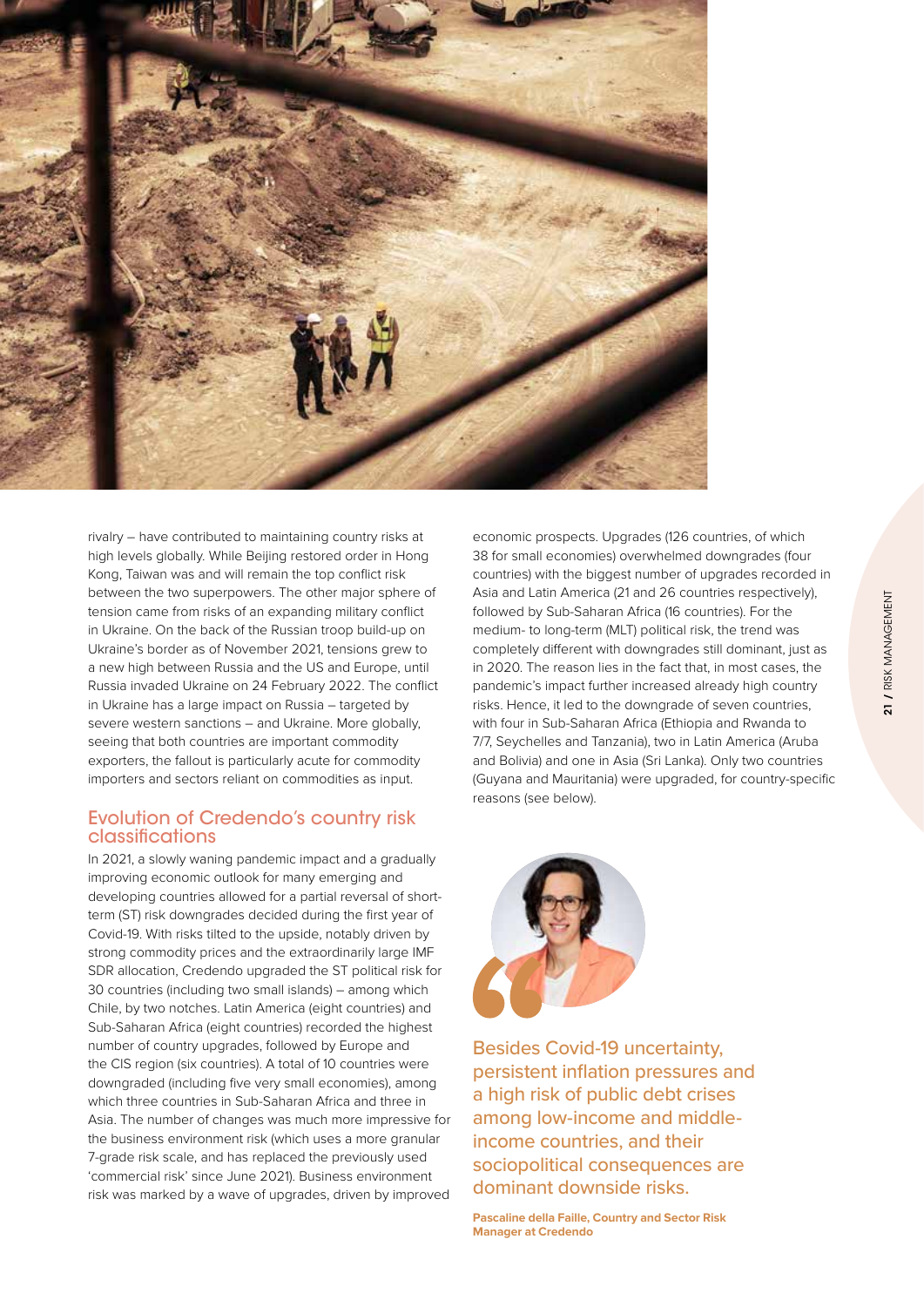rivalry – have contributed to maintaining country risks at high levels globally. While Beijing restored order in Hong Kong, Taiwan was and will remain the top conflict risk between the two superpowers. The other major sphere of tension came from risks of an expanding military conflict in Ukraine. On the back of the Russian troop build-up on Ukraine's border as of November 2021, tensions grew to a new high between Russia and the US and Europe, until Russia invaded Ukraine on 24 February 2022. The conflict in Ukraine has a large impact on Russia – targeted by severe western sanctions – and Ukraine. More globally, seeing that both countries are important commodity exporters, the fallout is particularly acute for commodity importers and sectors reliant on commodities as input.

## Evolution of Credendo's country risk classifications

In 2021, a slowly waning pandemic impact and a gradually improving economic outlook for many emerging and developing countries allowed for a partial reversal of short-term (ST) risk downgrades decided during the first year of Covid-19. With risks tilted to the upside, notably driven by strong commodity prices and the extraordinarily large IMF SDR allocation, Credendo upgraded the ST political risk for 30 countries (including two small islands) – among which Chile, by two notches. Latin America (eight countries) and Sub-Saharan Africa (eight countries) recorded the highest number of country upgrades, followed by Europe and the CIS region (six countries). A total of 10 countries were downgraded (including five very small economies), among which three countries in Sub-Saharan Africa and three in Asia. The number of changes was much more impressive for the business environment risk (which uses a more granular 7-grade risk scale, and has replaced the previously used 'commercial risk' since June 2021). Business environment risk was marked by a wave of upgrades, driven by improved economic prospects. Upgrades (126 countries, of which 38 for small economies) overwhelmed downgrades (four countries) with the biggest number of upgrades recorded in Asia and Latin America (21 and 26 countries respectively), followed by Sub-Saharan Africa (16 countries). For the medium- to long-term (MLT) political risk, the trend was completely different with downgrades still dominant, just as in 2020. The reason lies in the fact that, in most cases, the pandemic's impact further increased already high country risks. Hence, it led to the downgrade of seven countries, with four in Sub-Saharan Africa (Ethiopia and Rwanda to 7/7, Seychelles and Tanzania), two in Latin America (Aruba and Bolivia) and one in Asia (Sri Lanka). Only two countries (Guyana and Mauritania) were upgraded, for country-specific reasons (see below).

> Besides Covid-19 uncertainty, persistent inflation pressures and a high risk of public debt crises among low-income and middle-income countries, and their sociopolitical consequences are dominant downside risks.
>
> **Pascaline della Faille, Country and Sector Risk Manager at Credendo**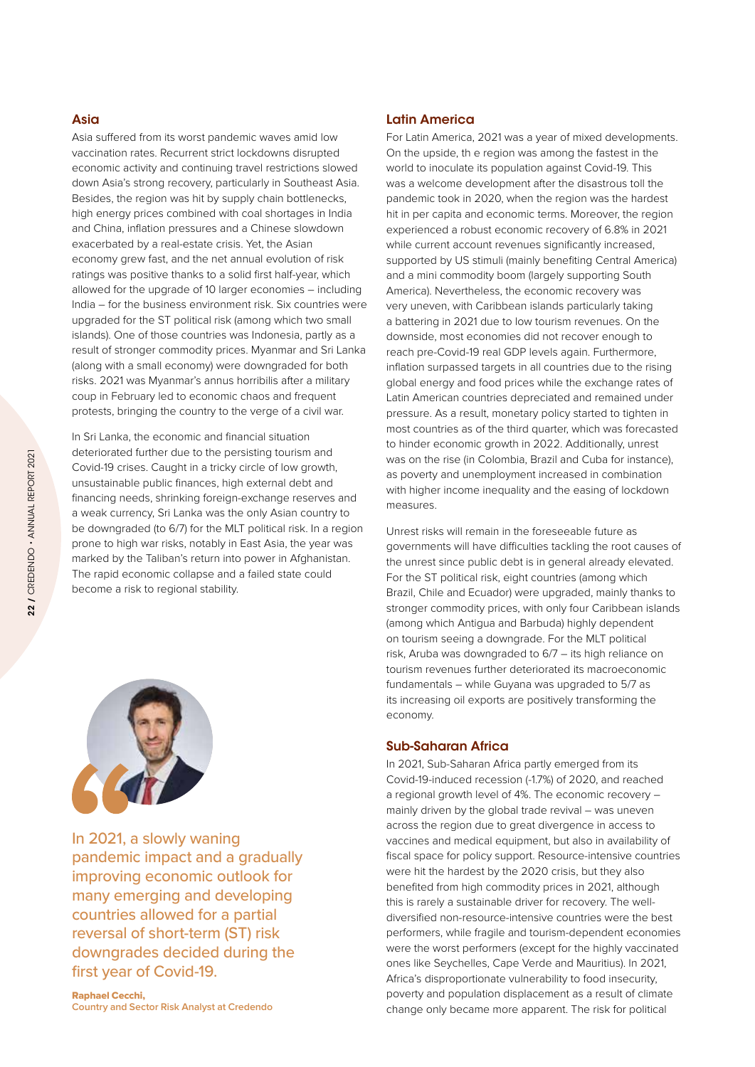## Asia

Asia suffered from its worst pandemic waves amid low vaccination rates. Recurrent strict lockdowns disrupted economic activity and continuing travel restrictions slowed down Asia's strong recovery, particularly in Southeast Asia. Besides, the region was hit by supply chain bottlenecks, high energy prices combined with coal shortages in India and China, inflation pressures and a Chinese slowdown exacerbated by a real-estate crisis. Yet, the Asian economy grew fast, and the net annual evolution of risk ratings was positive thanks to a solid first half-year, which allowed for the upgrade of 10 larger economies – including India – for the business environment risk. Six countries were upgraded for the ST political risk (among which two small islands). One of those countries was Indonesia, partly as a result of stronger commodity prices. Myanmar and Sri Lanka (along with a small economy) were downgraded for both risks. 2021 was Myanmar's annus horribilis after a military coup in February led to economic chaos and frequent protests, bringing the country to the verge of a civil war.

In Sri Lanka, the economic and financial situation deteriorated further due to the persisting tourism and Covid-19 crises. Caught in a tricky circle of low growth, unsustainable public finances, high external debt and financing needs, shrinking foreign-exchange reserves and a weak currency, Sri Lanka was the only Asian country to be downgraded (to 6/7) for the MLT political risk. In a region prone to high war risks, notably in East Asia, the year was marked by the Taliban's return into power in Afghanistan. The rapid economic collapse and a failed state could become a risk to regional stability.

In 2021, a slowly waning pandemic impact and a gradually improving economic outlook for many emerging and developing countries allowed for a partial reversal of short-term (ST) risk downgrades decided during the first year of Covid-19.

**Raphael Cecchi,**
**Country and Sector Risk Analyst at Credendo**

## Latin America

For Latin America, 2021 was a year of mixed developments. On the upside, th e region was among the fastest in the world to inoculate its population against Covid-19. This was a welcome development after the disastrous toll the pandemic took in 2020, when the region was the hardest hit in per capita and economic terms. Moreover, the region experienced a robust economic recovery of 6.8% in 2021 while current account revenues significantly increased, supported by US stimuli (mainly benefiting Central America) and a mini commodity boom (largely supporting South America). Nevertheless, the economic recovery was very uneven, with Caribbean islands particularly taking a battering in 2021 due to low tourism revenues. On the downside, most economies did not recover enough to reach pre-Covid-19 real GDP levels again. Furthermore, inflation surpassed targets in all countries due to the rising global energy and food prices while the exchange rates of Latin American countries depreciated and remained under pressure. As a result, monetary policy started to tighten in most countries as of the third quarter, which was forecasted to hinder economic growth in 2022. Additionally, unrest was on the rise (in Colombia, Brazil and Cuba for instance), as poverty and unemployment increased in combination with higher income inequality and the easing of lockdown measures.

Unrest risks will remain in the foreseeable future as governments will have difficulties tackling the root causes of the unrest since public debt is in general already elevated. For the ST political risk, eight countries (among which Brazil, Chile and Ecuador) were upgraded, mainly thanks to stronger commodity prices, with only four Caribbean islands (among which Antigua and Barbuda) highly dependent on tourism seeing a downgrade. For the MLT political risk, Aruba was downgraded to 6/7 – its high reliance on tourism revenues further deteriorated its macroeconomic fundamentals – while Guyana was upgraded to 5/7 as its increasing oil exports are positively transforming the economy.

## Sub-Saharan Africa

In 2021, Sub-Saharan Africa partly emerged from its Covid-19-induced recession (-1.7%) of 2020, and reached a regional growth level of 4%. The economic recovery – mainly driven by the global trade revival – was uneven across the region due to great divergence in access to vaccines and medical equipment, but also in availability of fiscal space for policy support. Resource-intensive countries were hit the hardest by the 2020 crisis, but they also benefited from high commodity prices in 2021, although this is rarely a sustainable driver for recovery. The well-diversified non-resource-intensive countries were the best performers, while fragile and tourism-dependent economies were the worst performers (except for the highly vaccinated ones like Seychelles, Cape Verde and Mauritius). In 2021, Africa's disproportionate vulnerability to food insecurity, poverty and population displacement as a result of climate change only became more apparent. The risk for political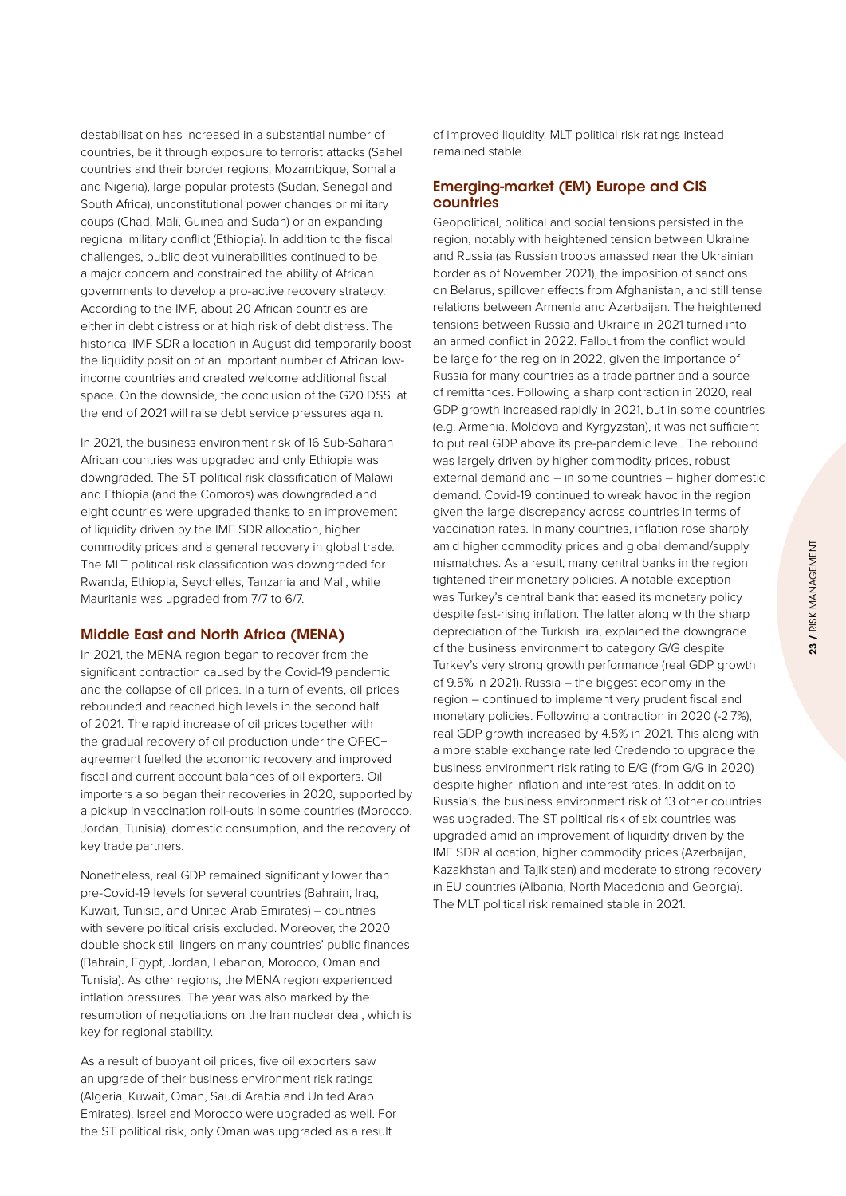destabilisation has increased in a substantial number of countries, be it through exposure to terrorist attacks (Sahel countries and their border regions, Mozambique, Somalia and Nigeria), large popular protests (Sudan, Senegal and South Africa), unconstitutional power changes or military coups (Chad, Mali, Guinea and Sudan) or an expanding regional military conflict (Ethiopia). In addition to the fiscal challenges, public debt vulnerabilities continued to be a major concern and constrained the ability of African governments to develop a pro-active recovery strategy. According to the IMF, about 20 African countries are either in debt distress or at high risk of debt distress. The historical IMF SDR allocation in August did temporarily boost the liquidity position of an important number of African low-income countries and created welcome additional fiscal space. On the downside, the conclusion of the G20 DSSI at the end of 2021 will raise debt service pressures again.

In 2021, the business environment risk of 16 Sub-Saharan African countries was upgraded and only Ethiopia was downgraded. The ST political risk classification of Malawi and Ethiopia (and the Comoros) was downgraded and eight countries were upgraded thanks to an improvement of liquidity driven by the IMF SDR allocation, higher commodity prices and a general recovery in global trade. The MLT political risk classification was downgraded for Rwanda, Ethiopia, Seychelles, Tanzania and Mali, while Mauritania was upgraded from 7/7 to 6/7.

## Middle East and North Africa (MENA)

In 2021, the MENA region began to recover from the significant contraction caused by the Covid-19 pandemic and the collapse of oil prices. In a turn of events, oil prices rebounded and reached high levels in the second half of 2021. The rapid increase of oil prices together with the gradual recovery of oil production under the OPEC+ agreement fuelled the economic recovery and improved fiscal and current account balances of oil exporters. Oil importers also began their recoveries in 2020, supported by a pickup in vaccination roll-outs in some countries (Morocco, Jordan, Tunisia), domestic consumption, and the recovery of key trade partners.

Nonetheless, real GDP remained significantly lower than pre-Covid-19 levels for several countries (Bahrain, Iraq, Kuwait, Tunisia, and United Arab Emirates) – countries with severe political crisis excluded. Moreover, the 2020 double shock still lingers on many countries' public finances (Bahrain, Egypt, Jordan, Lebanon, Morocco, Oman and Tunisia). As other regions, the MENA region experienced inflation pressures. The year was also marked by the resumption of negotiations on the Iran nuclear deal, which is key for regional stability.

As a result of buoyant oil prices, five oil exporters saw an upgrade of their business environment risk ratings (Algeria, Kuwait, Oman, Saudi Arabia and United Arab Emirates). Israel and Morocco were upgraded as well. For the ST political risk, only Oman was upgraded as a result of improved liquidity. MLT political risk ratings instead remained stable.

## Emerging-market (EM) Europe and CIS countries

Geopolitical, political and social tensions persisted in the region, notably with heightened tension between Ukraine and Russia (as Russian troops amassed near the Ukrainian border as of November 2021), the imposition of sanctions on Belarus, spillover effects from Afghanistan, and still tense relations between Armenia and Azerbaijan. The heightened tensions between Russia and Ukraine in 2021 turned into an armed conflict in 2022. Fallout from the conflict would be large for the region in 2022, given the importance of Russia for many countries as a trade partner and a source of remittances. Following a sharp contraction in 2020, real GDP growth increased rapidly in 2021, but in some countries (e.g. Armenia, Moldova and Kyrgyzstan), it was not sufficient to put real GDP above its pre-pandemic level. The rebound was largely driven by higher commodity prices, robust external demand and – in some countries – higher domestic demand. Covid-19 continued to wreak havoc in the region given the large discrepancy across countries in terms of vaccination rates. In many countries, inflation rose sharply amid higher commodity prices and global demand/supply mismatches. As a result, many central banks in the region tightened their monetary policies. A notable exception was Turkey's central bank that eased its monetary policy despite fast-rising inflation. The latter along with the sharp depreciation of the Turkish lira, explained the downgrade of the business environment to category G/G despite Turkey's very strong growth performance (real GDP growth of 9.5% in 2021). Russia – the biggest economy in the region – continued to implement very prudent fiscal and monetary policies. Following a contraction in 2020 (-2.7%), real GDP growth increased by 4.5% in 2021. This along with a more stable exchange rate led Credendo to upgrade the business environment risk rating to E/G (from G/G in 2020) despite higher inflation and interest rates. In addition to Russia's, the business environment risk of 13 other countries was upgraded. The ST political risk of six countries was upgraded amid an improvement of liquidity driven by the IMF SDR allocation, higher commodity prices (Azerbaijan, Kazakhstan and Tajikistan) and moderate to strong recovery in EU countries (Albania, North Macedonia and Georgia). The MLT political risk remained stable in 2021.